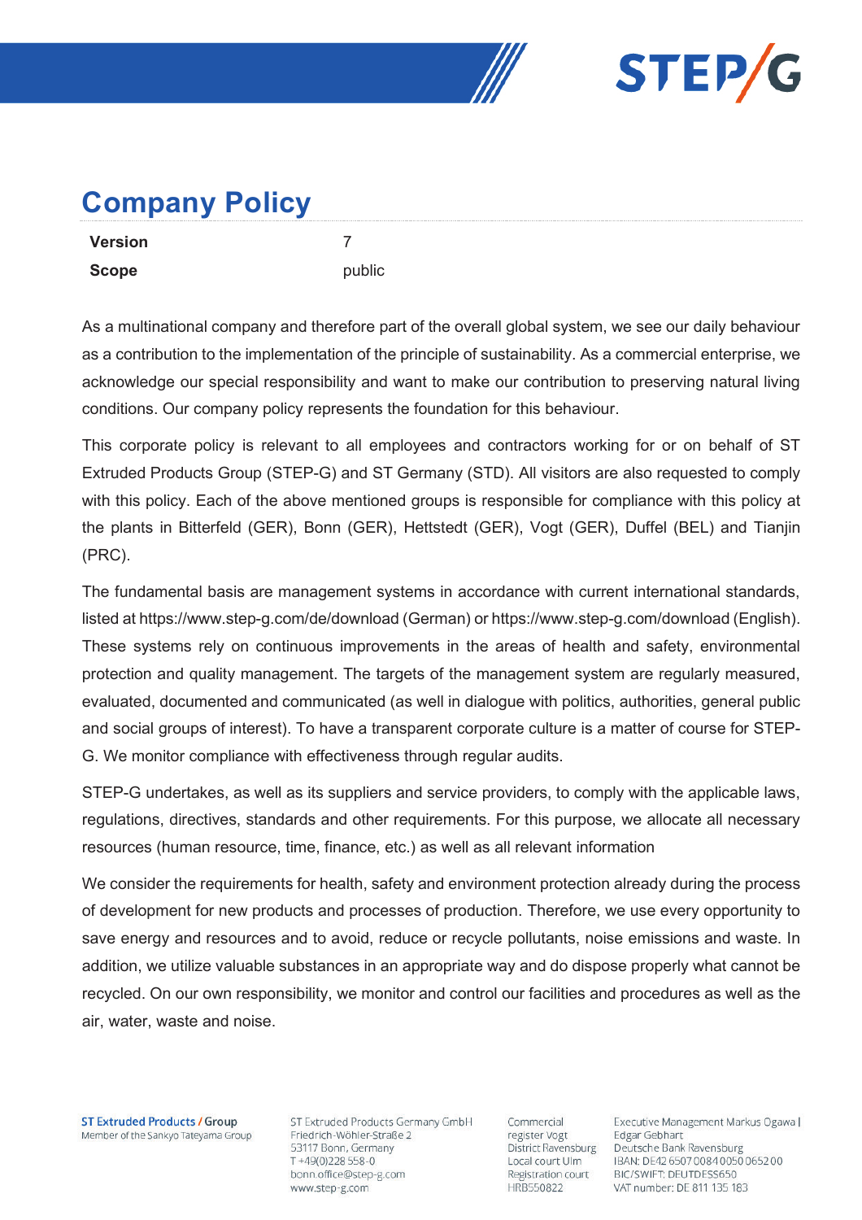# Company Policy

| | |
|---|---|
| **Version** | 7 |
| **Scope** | public |

As a multinational company and therefore part of the overall global system, we see our daily behaviour as a contribution to the implementation of the principle of sustainability. As a commercial enterprise, we acknowledge our special responsibility and want to make our contribution to preserving natural living conditions. Our company policy represents the foundation for this behaviour.

This corporate policy is relevant to all employees and contractors working for or on behalf of ST Extruded Products Group (STEP-G) and ST Germany (STD). All visitors are also requested to comply with this policy. Each of the above mentioned groups is responsible for compliance with this policy at the plants in Bitterfeld (GER), Bonn (GER), Hettstedt (GER), Vogt (GER), Duffel (BEL) and Tianjin (PRC).

The fundamental basis are management systems in accordance with current international standards, listed at https://www.step-g.com/de/download (German) or https://www.step-g.com/download (English). These systems rely on continuous improvements in the areas of health and safety, environmental protection and quality management. The targets of the management system are regularly measured, evaluated, documented and communicated (as well in dialogue with politics, authorities, general public and social groups of interest). To have a transparent corporate culture is a matter of course for STEP-G. We monitor compliance with effectiveness through regular audits.

STEP-G undertakes, as well as its suppliers and service providers, to comply with the applicable laws, regulations, directives, standards and other requirements. For this purpose, we allocate all necessary resources (human resource, time, finance, etc.) as well as all relevant information

We consider the requirements for health, safety and environment protection already during the process of development for new products and processes of production. Therefore, we use every opportunity to save energy and resources and to avoid, reduce or recycle pollutants, noise emissions and waste. In addition, we utilize valuable substances in an appropriate way and do dispose properly what cannot be recycled. On our own responsibility, we monitor and control our facilities and procedures as well as the air, water, waste and noise.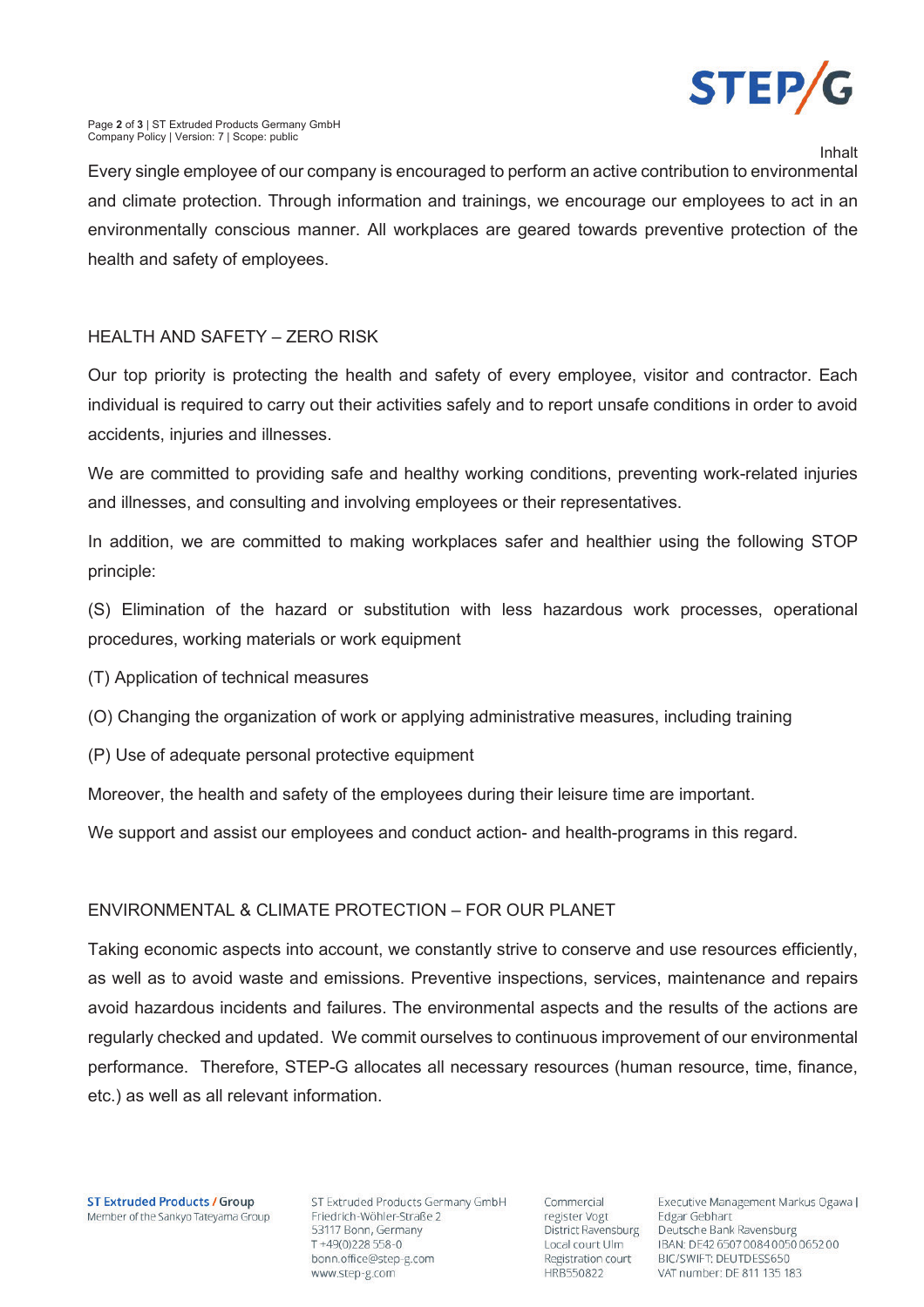Every single employee of our company is encouraged to perform an active contribution to environmental and climate protection. Through information and trainings, we encourage our employees to act in an environmentally conscious manner. All workplaces are geared towards preventive protection of the health and safety of employees.

## HEALTH AND SAFETY – ZERO RISK

Our top priority is protecting the health and safety of every employee, visitor and contractor. Each individual is required to carry out their activities safely and to report unsafe conditions in order to avoid accidents, injuries and illnesses.

We are committed to providing safe and healthy working conditions, preventing work-related injuries and illnesses, and consulting and involving employees or their representatives.

In addition, we are committed to making workplaces safer and healthier using the following STOP principle:

(S) Elimination of the hazard or substitution with less hazardous work processes, operational procedures, working materials or work equipment

(T) Application of technical measures

(O) Changing the organization of work or applying administrative measures, including training

(P) Use of adequate personal protective equipment

Moreover, the health and safety of the employees during their leisure time are important.

We support and assist our employees and conduct action- and health-programs in this regard.

## ENVIRONMENTAL & CLIMATE PROTECTION – FOR OUR PLANET

Taking economic aspects into account, we constantly strive to conserve and use resources efficiently, as well as to avoid waste and emissions. Preventive inspections, services, maintenance and repairs avoid hazardous incidents and failures. The environmental aspects and the results of the actions are regularly checked and updated. We commit ourselves to continuous improvement of our environmental performance. Therefore, STEP-G allocates all necessary resources (human resource, time, finance, etc.) as well as all relevant information.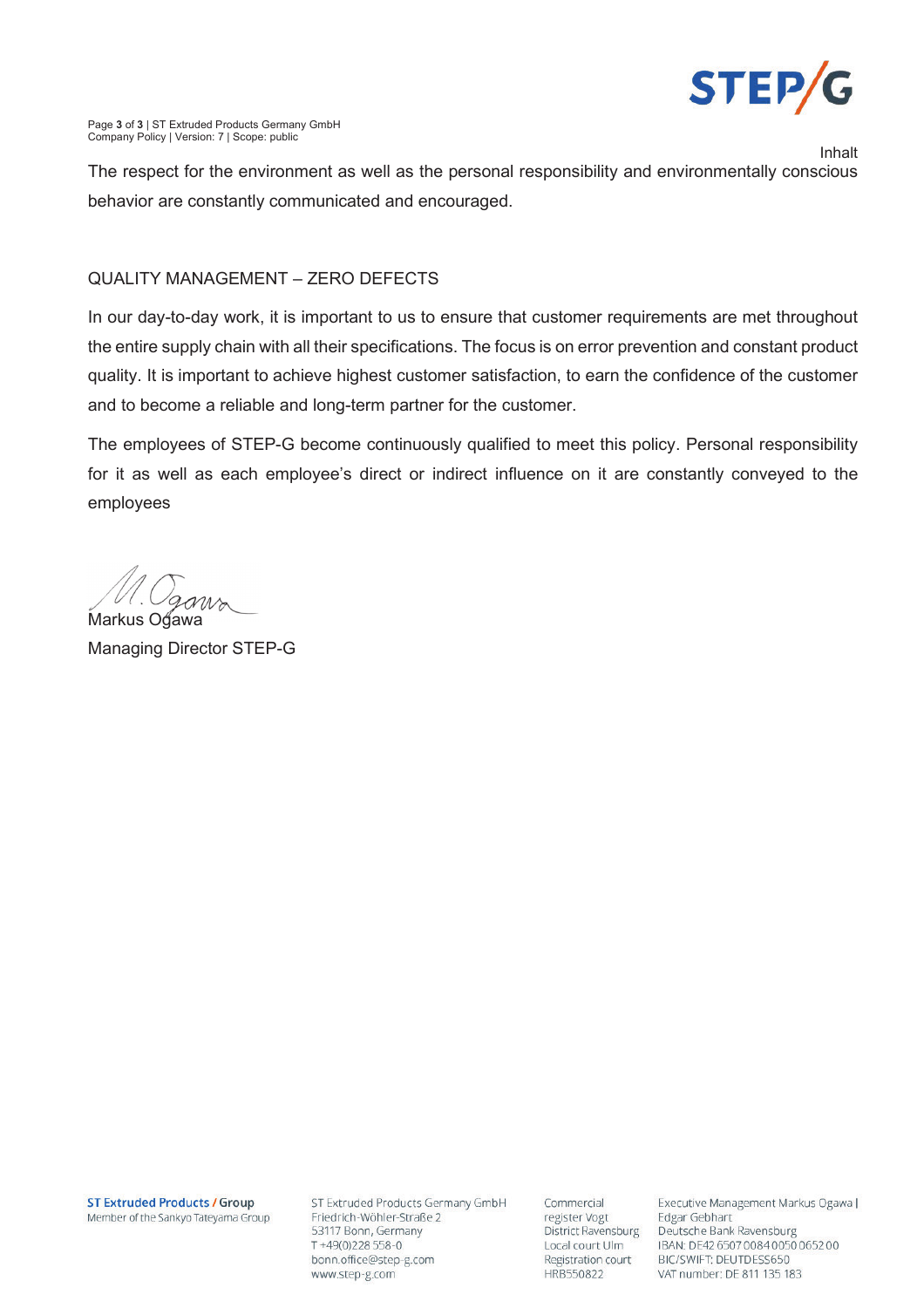The respect for the environment as well as the personal responsibility and environmentally conscious behavior are constantly communicated and encouraged.

## QUALITY MANAGEMENT – ZERO DEFECTS

In our day-to-day work, it is important to us to ensure that customer requirements are met throughout the entire supply chain with all their specifications. The focus is on error prevention and constant product quality. It is important to achieve highest customer satisfaction, to earn the confidence of the customer and to become a reliable and long-term partner for the customer.

The employees of STEP-G become continuously qualified to meet this policy. Personal responsibility for it as well as each employee's direct or indirect influence on it are constantly conveyed to the employees

Markus Ogawa
Managing Director STEP-G